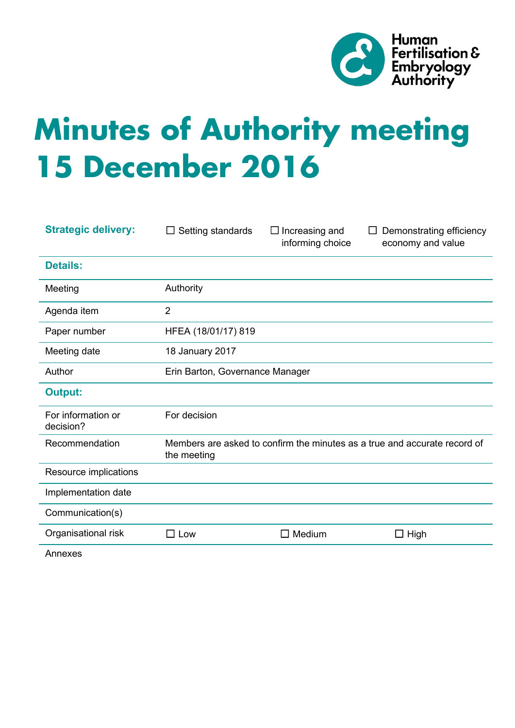Human Fertilisation & Embryology Authority

# Minutes of Authority meeting 15 December 2016

| **Strategic delivery:** | ☐ Setting standards | ☐ Increasing and informing choice | ☐ Demonstrating efficiency economy and value |
|---|---|---|---|
| **Details:** | | | |
| Meeting | Authority | | |
| Agenda item | 2 | | |
| Paper number | HFEA (18/01/17) 819 | | |
| Meeting date | 18 January 2017 | | |
| Author | Erin Barton, Governance Manager | | |
| **Output:** | | | |
| For information or decision? | For decision | | |
| Recommendation | Members are asked to confirm the minutes as a true and accurate record of the meeting | | |
| Resource implications | | | |
| Implementation date | | | |
| Communication(s) | | | |
| Organisational risk | ☐ Low | ☐ Medium | ☐ High |
| Annexes | | | |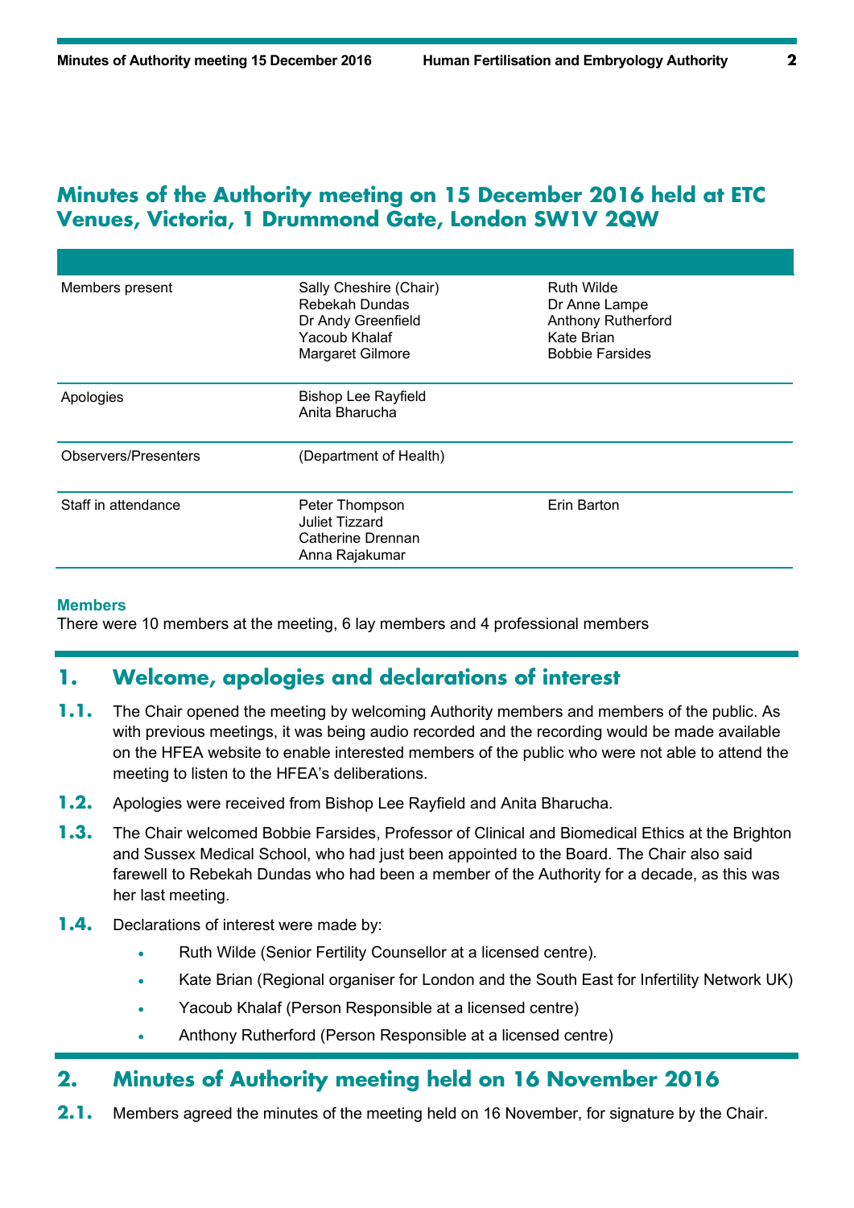## Minutes of the Authority meeting on 15 December 2016 held at ETC Venues, Victoria, 1 Drummond Gate, London SW1V 2QW

| | | |
|---|---|---|
| Members present | Sally Cheshire (Chair)<br>Rebekah Dundas<br>Dr Andy Greenfield<br>Yacoub Khalaf<br>Margaret Gilmore | Ruth Wilde<br>Dr Anne Lampe<br>Anthony Rutherford<br>Kate Brian<br>Bobbie Farsides |
| Apologies | Bishop Lee Rayfield<br>Anita Bharucha | |
| Observers/Presenters | (Department of Health) | |
| Staff in attendance | Peter Thompson<br>Juliet Tizzard<br>Catherine Drennan<br>Anna Rajakumar | Erin Barton |

**Members**

There were 10 members at the meeting, 6 lay members and 4 professional members

## 1. Welcome, apologies and declarations of interest

**1.1.** The Chair opened the meeting by welcoming Authority members and members of the public. As with previous meetings, it was being audio recorded and the recording would be made available on the HFEA website to enable interested members of the public who were not able to attend the meeting to listen to the HFEA's deliberations.

**1.2.** Apologies were received from Bishop Lee Rayfield and Anita Bharucha.

**1.3.** The Chair welcomed Bobbie Farsides, Professor of Clinical and Biomedical Ethics at the Brighton and Sussex Medical School, who had just been appointed to the Board. The Chair also said farewell to Rebekah Dundas who had been a member of the Authority for a decade, as this was her last meeting.

**1.4.** Declarations of interest were made by:

- Ruth Wilde (Senior Fertility Counsellor at a licensed centre).
- Kate Brian (Regional organiser for London and the South East for Infertility Network UK)
- Yacoub Khalaf (Person Responsible at a licensed centre)
- Anthony Rutherford (Person Responsible at a licensed centre)

## 2. Minutes of Authority meeting held on 16 November 2016

**2.1.** Members agreed the minutes of the meeting held on 16 November, for signature by the Chair.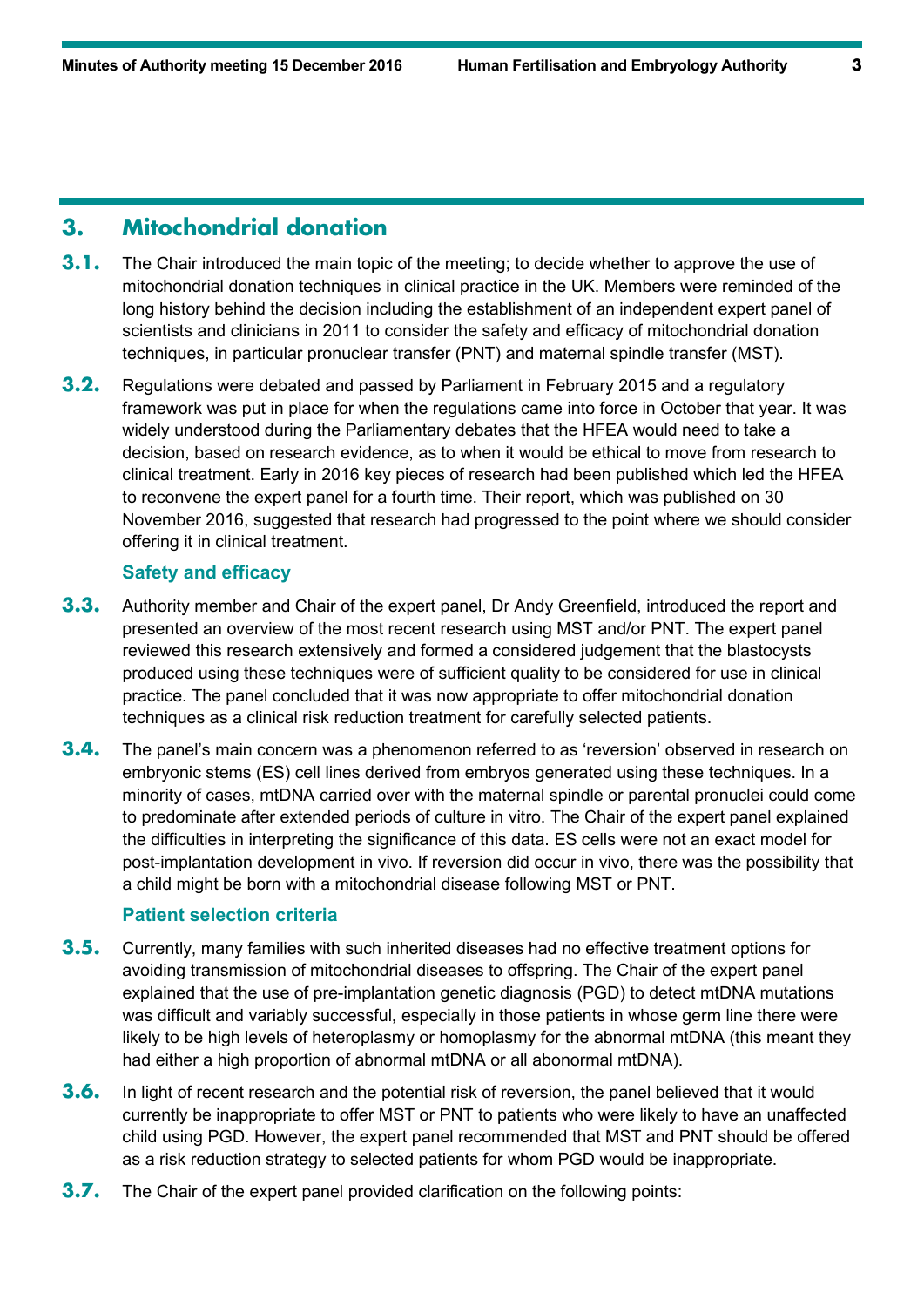## 3. Mitochondrial donation

**3.1.** The Chair introduced the main topic of the meeting; to decide whether to approve the use of mitochondrial donation techniques in clinical practice in the UK. Members were reminded of the long history behind the decision including the establishment of an independent expert panel of scientists and clinicians in 2011 to consider the safety and efficacy of mitochondrial donation techniques, in particular pronuclear transfer (PNT) and maternal spindle transfer (MST).

**3.2.** Regulations were debated and passed by Parliament in February 2015 and a regulatory framework was put in place for when the regulations came into force in October that year. It was widely understood during the Parliamentary debates that the HFEA would need to take a decision, based on research evidence, as to when it would be ethical to move from research to clinical treatment. Early in 2016 key pieces of research had been published which led the HFEA to reconvene the expert panel for a fourth time. Their report, which was published on 30 November 2016, suggested that research had progressed to the point where we should consider offering it in clinical treatment.

### Safety and efficacy

**3.3.** Authority member and Chair of the expert panel, Dr Andy Greenfield, introduced the report and presented an overview of the most recent research using MST and/or PNT. The expert panel reviewed this research extensively and formed a considered judgement that the blastocysts produced using these techniques were of sufficient quality to be considered for use in clinical practice. The panel concluded that it was now appropriate to offer mitochondrial donation techniques as a clinical risk reduction treatment for carefully selected patients.

**3.4.** The panel's main concern was a phenomenon referred to as 'reversion' observed in research on embryonic stems (ES) cell lines derived from embryos generated using these techniques. In a minority of cases, mtDNA carried over with the maternal spindle or parental pronuclei could come to predominate after extended periods of culture in vitro. The Chair of the expert panel explained the difficulties in interpreting the significance of this data. ES cells were not an exact model for post-implantation development in vivo. If reversion did occur in vivo, there was the possibility that a child might be born with a mitochondrial disease following MST or PNT.

### Patient selection criteria

**3.5.** Currently, many families with such inherited diseases had no effective treatment options for avoiding transmission of mitochondrial diseases to offspring. The Chair of the expert panel explained that the use of pre-implantation genetic diagnosis (PGD) to detect mtDNA mutations was difficult and variably successful, especially in those patients in whose germ line there were likely to be high levels of heteroplasmy or homoplasmy for the abnormal mtDNA (this meant they had either a high proportion of abnormal mtDNA or all abonormal mtDNA).

**3.6.** In light of recent research and the potential risk of reversion, the panel believed that it would currently be inappropriate to offer MST or PNT to patients who were likely to have an unaffected child using PGD. However, the expert panel recommended that MST and PNT should be offered as a risk reduction strategy to selected patients for whom PGD would be inappropriate.

**3.7.** The Chair of the expert panel provided clarification on the following points: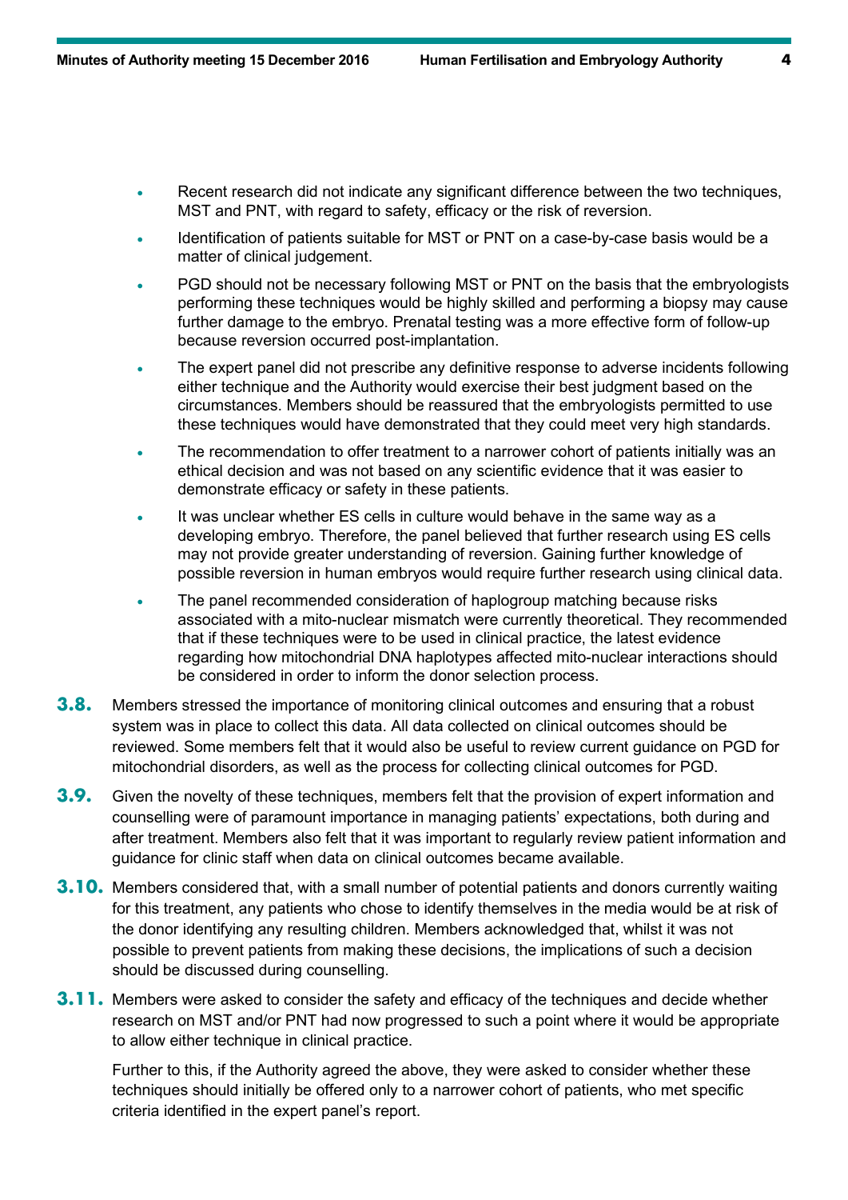- Recent research did not indicate any significant difference between the two techniques, MST and PNT, with regard to safety, efficacy or the risk of reversion.
- Identification of patients suitable for MST or PNT on a case-by-case basis would be a matter of clinical judgement.
- PGD should not be necessary following MST or PNT on the basis that the embryologists performing these techniques would be highly skilled and performing a biopsy may cause further damage to the embryo. Prenatal testing was a more effective form of follow-up because reversion occurred post-implantation.
- The expert panel did not prescribe any definitive response to adverse incidents following either technique and the Authority would exercise their best judgment based on the circumstances. Members should be reassured that the embryologists permitted to use these techniques would have demonstrated that they could meet very high standards.
- The recommendation to offer treatment to a narrower cohort of patients initially was an ethical decision and was not based on any scientific evidence that it was easier to demonstrate efficacy or safety in these patients.
- It was unclear whether ES cells in culture would behave in the same way as a developing embryo. Therefore, the panel believed that further research using ES cells may not provide greater understanding of reversion. Gaining further knowledge of possible reversion in human embryos would require further research using clinical data.
- The panel recommended consideration of haplogroup matching because risks associated with a mito-nuclear mismatch were currently theoretical. They recommended that if these techniques were to be used in clinical practice, the latest evidence regarding how mitochondrial DNA haplotypes affected mito-nuclear interactions should be considered in order to inform the donor selection process.

**3.8.** Members stressed the importance of monitoring clinical outcomes and ensuring that a robust system was in place to collect this data. All data collected on clinical outcomes should be reviewed. Some members felt that it would also be useful to review current guidance on PGD for mitochondrial disorders, as well as the process for collecting clinical outcomes for PGD.

**3.9.** Given the novelty of these techniques, members felt that the provision of expert information and counselling were of paramount importance in managing patients' expectations, both during and after treatment. Members also felt that it was important to regularly review patient information and guidance for clinic staff when data on clinical outcomes became available.

**3.10.** Members considered that, with a small number of potential patients and donors currently waiting for this treatment, any patients who chose to identify themselves in the media would be at risk of the donor identifying any resulting children. Members acknowledged that, whilst it was not possible to prevent patients from making these decisions, the implications of such a decision should be discussed during counselling.

**3.11.** Members were asked to consider the safety and efficacy of the techniques and decide whether research on MST and/or PNT had now progressed to such a point where it would be appropriate to allow either technique in clinical practice.

Further to this, if the Authority agreed the above, they were asked to consider whether these techniques should initially be offered only to a narrower cohort of patients, who met specific criteria identified in the expert panel's report.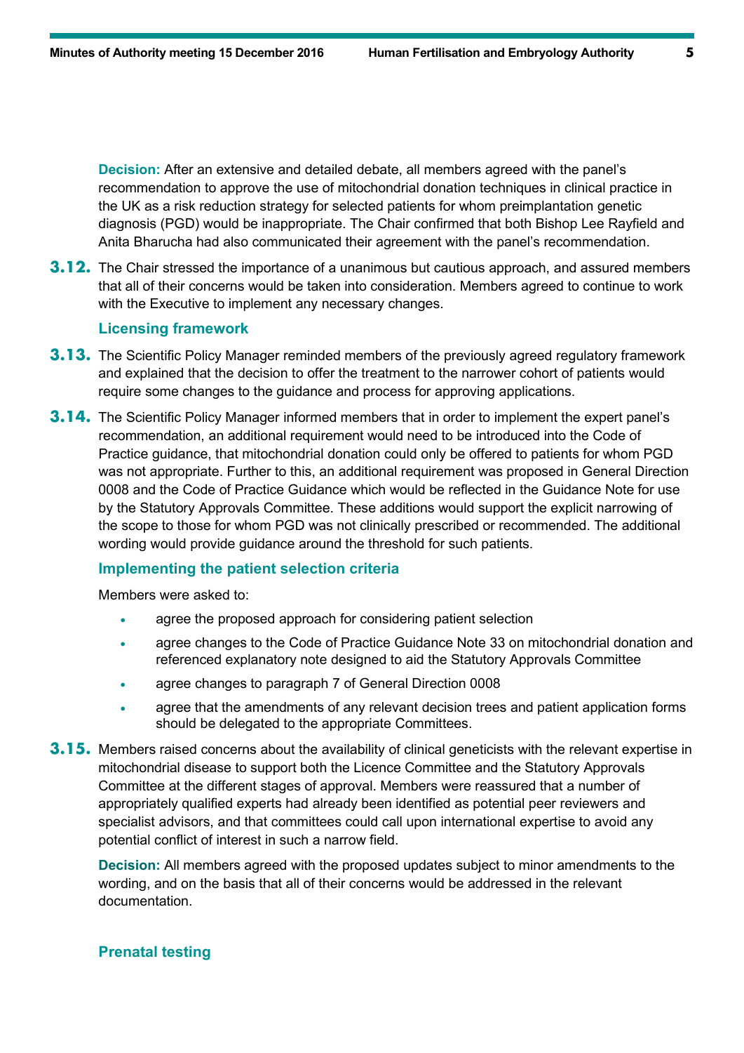**Decision:** After an extensive and detailed debate, all members agreed with the panel's recommendation to approve the use of mitochondrial donation techniques in clinical practice in the UK as a risk reduction strategy for selected patients for whom preimplantation genetic diagnosis (PGD) would be inappropriate. The Chair confirmed that both Bishop Lee Rayfield and Anita Bharucha had also communicated their agreement with the panel's recommendation.

**3.12.** The Chair stressed the importance of a unanimous but cautious approach, and assured members that all of their concerns would be taken into consideration. Members agreed to continue to work with the Executive to implement any necessary changes.

### Licensing framework

**3.13.** The Scientific Policy Manager reminded members of the previously agreed regulatory framework and explained that the decision to offer the treatment to the narrower cohort of patients would require some changes to the guidance and process for approving applications.

**3.14.** The Scientific Policy Manager informed members that in order to implement the expert panel's recommendation, an additional requirement would need to be introduced into the Code of Practice guidance, that mitochondrial donation could only be offered to patients for whom PGD was not appropriate. Further to this, an additional requirement was proposed in General Direction 0008 and the Code of Practice Guidance which would be reflected in the Guidance Note for use by the Statutory Approvals Committee. These additions would support the explicit narrowing of the scope to those for whom PGD was not clinically prescribed or recommended. The additional wording would provide guidance around the threshold for such patients.

### Implementing the patient selection criteria

Members were asked to:

- agree the proposed approach for considering patient selection
- agree changes to the Code of Practice Guidance Note 33 on mitochondrial donation and referenced explanatory note designed to aid the Statutory Approvals Committee
- agree changes to paragraph 7 of General Direction 0008
- agree that the amendments of any relevant decision trees and patient application forms should be delegated to the appropriate Committees.

**3.15.** Members raised concerns about the availability of clinical geneticists with the relevant expertise in mitochondrial disease to support both the Licence Committee and the Statutory Approvals Committee at the different stages of approval. Members were reassured that a number of appropriately qualified experts had already been identified as potential peer reviewers and specialist advisors, and that committees could call upon international expertise to avoid any potential conflict of interest in such a narrow field.

**Decision:** All members agreed with the proposed updates subject to minor amendments to the wording, and on the basis that all of their concerns would be addressed in the relevant documentation.

### Prenatal testing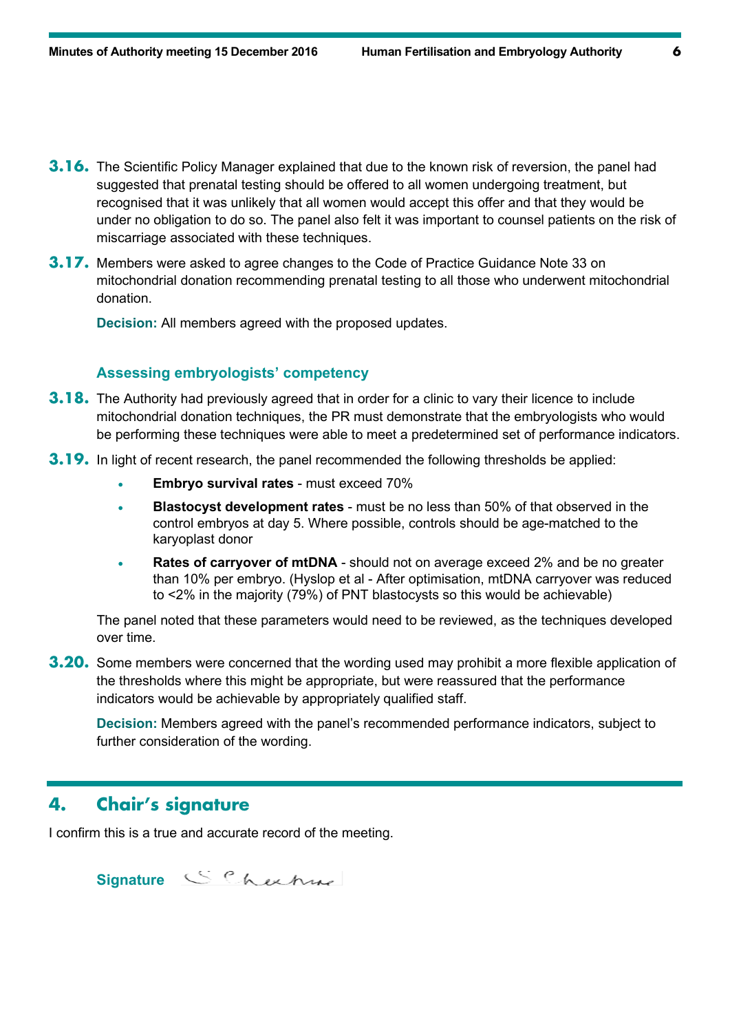**3.16.** The Scientific Policy Manager explained that due to the known risk of reversion, the panel had suggested that prenatal testing should be offered to all women undergoing treatment, but recognised that it was unlikely that all women would accept this offer and that they would be under no obligation to do so. The panel also felt it was important to counsel patients on the risk of miscarriage associated with these techniques.

**3.17.** Members were asked to agree changes to the Code of Practice Guidance Note 33 on mitochondrial donation recommending prenatal testing to all those who underwent mitochondrial donation.

**Decision:** All members agreed with the proposed updates.

### Assessing embryologists' competency

**3.18.** The Authority had previously agreed that in order for a clinic to vary their licence to include mitochondrial donation techniques, the PR must demonstrate that the embryologists who would be performing these techniques were able to meet a predetermined set of performance indicators.

**3.19.** In light of recent research, the panel recommended the following thresholds be applied:

- **Embryo survival rates** - must exceed 70%
- **Blastocyst development rates** - must be no less than 50% of that observed in the control embryos at day 5. Where possible, controls should be age-matched to the karyoplast donor
- **Rates of carryover of mtDNA** - should not on average exceed 2% and be no greater than 10% per embryo. (Hyslop et al - After optimisation, mtDNA carryover was reduced to <2% in the majority (79%) of PNT blastocysts so this would be achievable)

The panel noted that these parameters would need to be reviewed, as the techniques developed over time.

**3.20.** Some members were concerned that the wording used may prohibit a more flexible application of the thresholds where this might be appropriate, but were reassured that the performance indicators would be achievable by appropriately qualified staff.

**Decision:** Members agreed with the panel's recommended performance indicators, subject to further consideration of the wording.

## 4. Chair's signature

I confirm this is a true and accurate record of the meeting.

**Signature**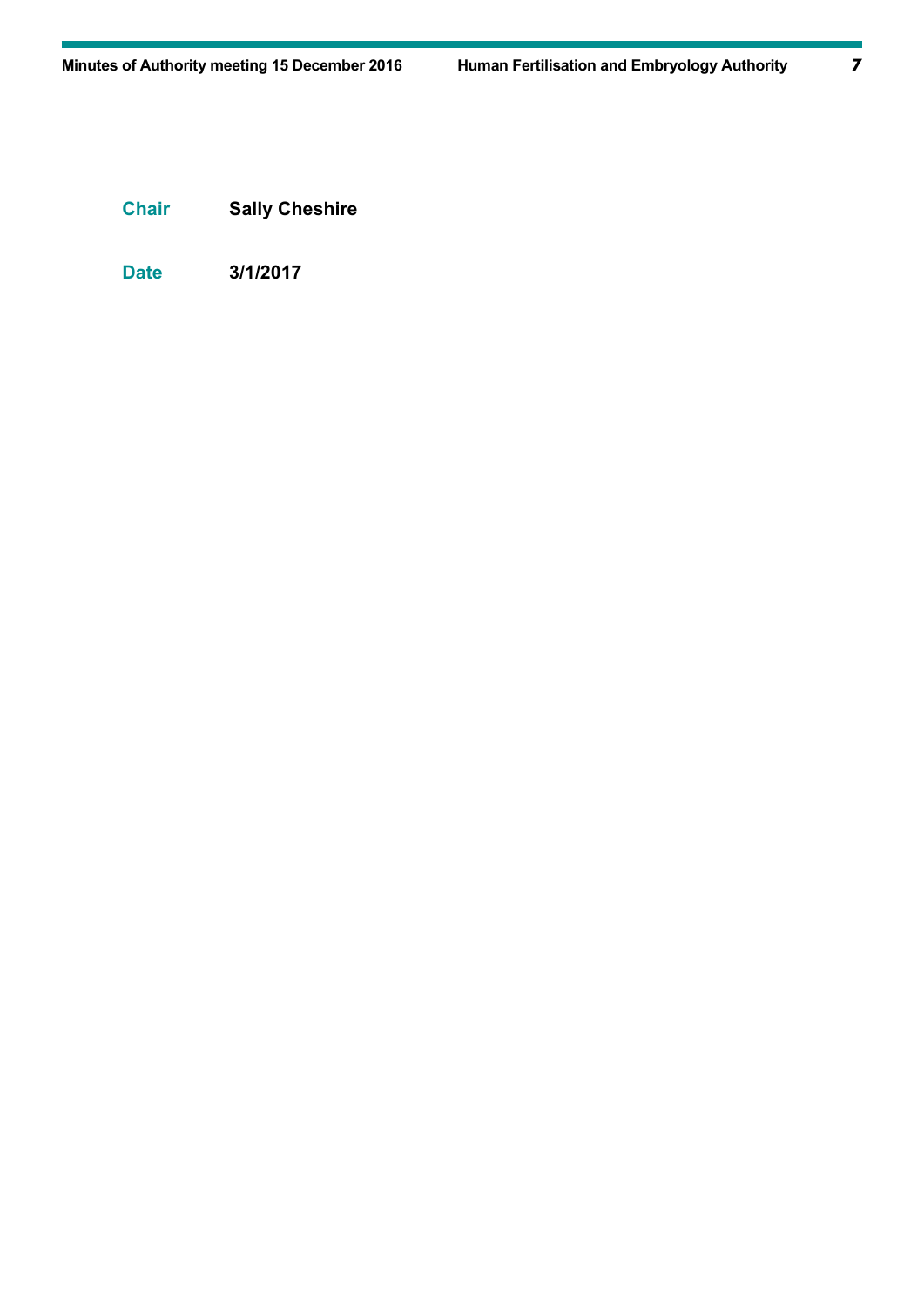**Chair** **Sally Cheshire**

**Date** **3/1/2017**